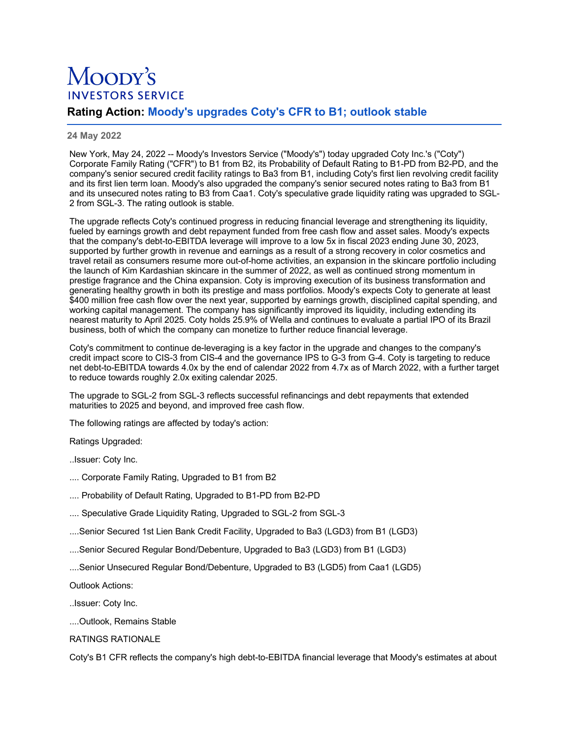# Moody's INVESTORS SERVICE

## Rating Action: Moody's upgrades Coty's CFR to B1; outlook stable

**24 May 2022**

New York, May 24, 2022 -- Moody's Investors Service ("Moody's") today upgraded Coty Inc.'s ("Coty") Corporate Family Rating ("CFR") to B1 from B2, its Probability of Default Rating to B1-PD from B2-PD, and the company's senior secured credit facility ratings to Ba3 from B1, including Coty's first lien revolving credit facility and its first lien term loan. Moody's also upgraded the company's senior secured notes rating to Ba3 from B1 and its unsecured notes rating to B3 from Caa1. Coty's speculative grade liquidity rating was upgraded to SGL-2 from SGL-3. The rating outlook is stable.

The upgrade reflects Coty's continued progress in reducing financial leverage and strengthening its liquidity, fueled by earnings growth and debt repayment funded from free cash flow and asset sales. Moody's expects that the company's debt-to-EBITDA leverage will improve to a low 5x in fiscal 2023 ending June 30, 2023, supported by further growth in revenue and earnings as a result of a strong recovery in color cosmetics and travel retail as consumers resume more out-of-home activities, an expansion in the skincare portfolio including the launch of Kim Kardashian skincare in the summer of 2022, as well as continued strong momentum in prestige fragrance and the China expansion. Coty is improving execution of its business transformation and generating healthy growth in both its prestige and mass portfolios. Moody's expects Coty to generate at least $400 million free cash flow over the next year, supported by earnings growth, disciplined capital spending, and working capital management. The company has significantly improved its liquidity, including extending its nearest maturity to April 2025. Coty holds 25.9% of Wella and continues to evaluate a partial IPO of its Brazil business, both of which the company can monetize to further reduce financial leverage.

Coty's commitment to continue de-leveraging is a key factor in the upgrade and changes to the company's credit impact score to CIS-3 from CIS-4 and the governance IPS to G-3 from G-4. Coty is targeting to reduce net debt-to-EBITDA towards 4.0x by the end of calendar 2022 from 4.7x as of March 2022, with a further target to reduce towards roughly 2.0x exiting calendar 2025.

The upgrade to SGL-2 from SGL-3 reflects successful refinancings and debt repayments that extended maturities to 2025 and beyond, and improved free cash flow.

The following ratings are affected by today's action:

Ratings Upgraded:

..Issuer: Coty Inc.

.... Corporate Family Rating, Upgraded to B1 from B2

.... Probability of Default Rating, Upgraded to B1-PD from B2-PD

.... Speculative Grade Liquidity Rating, Upgraded to SGL-2 from SGL-3

....Senior Secured 1st Lien Bank Credit Facility, Upgraded to Ba3 (LGD3) from B1 (LGD3)

....Senior Secured Regular Bond/Debenture, Upgraded to Ba3 (LGD3) from B1 (LGD3)

....Senior Unsecured Regular Bond/Debenture, Upgraded to B3 (LGD5) from Caa1 (LGD5)

Outlook Actions:

..Issuer: Coty Inc.

....Outlook, Remains Stable

RATINGS RATIONALE

Coty's B1 CFR reflects the company's high debt-to-EBITDA financial leverage that Moody's estimates at about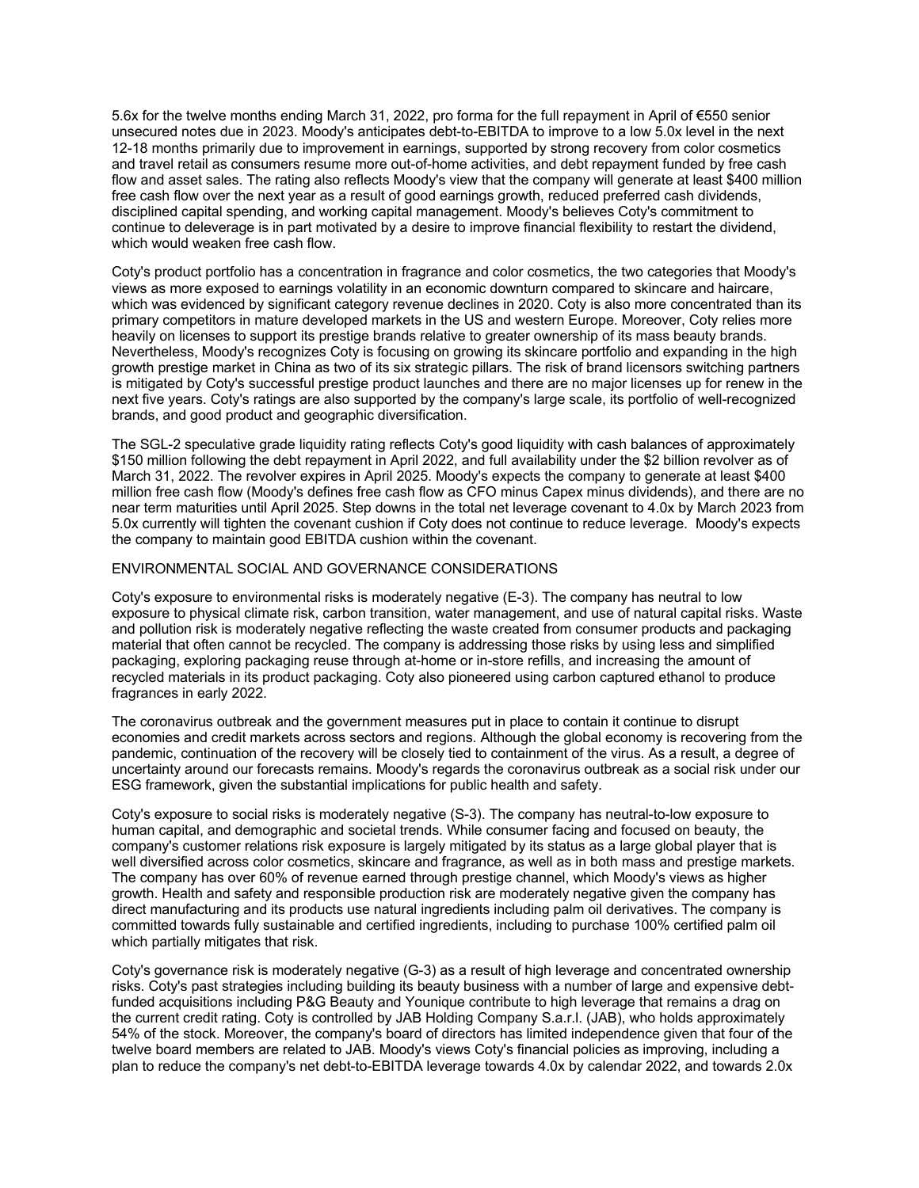5.6x for the twelve months ending March 31, 2022, pro forma for the full repayment in April of €550 senior unsecured notes due in 2023. Moody's anticipates debt-to-EBITDA to improve to a low 5.0x level in the next 12-18 months primarily due to improvement in earnings, supported by strong recovery from color cosmetics and travel retail as consumers resume more out-of-home activities, and debt repayment funded by free cash flow and asset sales. The rating also reflects Moody's view that the company will generate at least $400 million free cash flow over the next year as a result of good earnings growth, reduced preferred cash dividends, disciplined capital spending, and working capital management. Moody's believes Coty's commitment to continue to deleverage is in part motivated by a desire to improve financial flexibility to restart the dividend, which would weaken free cash flow.

Coty's product portfolio has a concentration in fragrance and color cosmetics, the two categories that Moody's views as more exposed to earnings volatility in an economic downturn compared to skincare and haircare, which was evidenced by significant category revenue declines in 2020. Coty is also more concentrated than its primary competitors in mature developed markets in the US and western Europe. Moreover, Coty relies more heavily on licenses to support its prestige brands relative to greater ownership of its mass beauty brands. Nevertheless, Moody's recognizes Coty is focusing on growing its skincare portfolio and expanding in the high growth prestige market in China as two of its six strategic pillars. The risk of brand licensors switching partners is mitigated by Coty's successful prestige product launches and there are no major licenses up for renew in the next five years. Coty's ratings are also supported by the company's large scale, its portfolio of well-recognized brands, and good product and geographic diversification.

The SGL-2 speculative grade liquidity rating reflects Coty's good liquidity with cash balances of approximately $150 million following the debt repayment in April 2022, and full availability under the $2 billion revolver as of March 31, 2022. The revolver expires in April 2025. Moody's expects the company to generate at least $400 million free cash flow (Moody's defines free cash flow as CFO minus Capex minus dividends), and there are no near term maturities until April 2025. Step downs in the total net leverage covenant to 4.0x by March 2023 from 5.0x currently will tighten the covenant cushion if Coty does not continue to reduce leverage. Moody's expects the company to maintain good EBITDA cushion within the covenant.

ENVIRONMENTAL SOCIAL AND GOVERNANCE CONSIDERATIONS

Coty's exposure to environmental risks is moderately negative (E-3). The company has neutral to low exposure to physical climate risk, carbon transition, water management, and use of natural capital risks. Waste and pollution risk is moderately negative reflecting the waste created from consumer products and packaging material that often cannot be recycled. The company is addressing those risks by using less and simplified packaging, exploring packaging reuse through at-home or in-store refills, and increasing the amount of recycled materials in its product packaging. Coty also pioneered using carbon captured ethanol to produce fragrances in early 2022.

The coronavirus outbreak and the government measures put in place to contain it continue to disrupt economies and credit markets across sectors and regions. Although the global economy is recovering from the pandemic, continuation of the recovery will be closely tied to containment of the virus. As a result, a degree of uncertainty around our forecasts remains. Moody's regards the coronavirus outbreak as a social risk under our ESG framework, given the substantial implications for public health and safety.

Coty's exposure to social risks is moderately negative (S-3). The company has neutral-to-low exposure to human capital, and demographic and societal trends. While consumer facing and focused on beauty, the company's customer relations risk exposure is largely mitigated by its status as a large global player that is well diversified across color cosmetics, skincare and fragrance, as well as in both mass and prestige markets. The company has over 60% of revenue earned through prestige channel, which Moody's views as higher growth. Health and safety and responsible production risk are moderately negative given the company has direct manufacturing and its products use natural ingredients including palm oil derivatives. The company is committed towards fully sustainable and certified ingredients, including to purchase 100% certified palm oil which partially mitigates that risk.

Coty's governance risk is moderately negative (G-3) as a result of high leverage and concentrated ownership risks. Coty's past strategies including building its beauty business with a number of large and expensive debt-funded acquisitions including P&G Beauty and Younique contribute to high leverage that remains a drag on the current credit rating. Coty is controlled by JAB Holding Company S.a.r.l. (JAB), who holds approximately 54% of the stock. Moreover, the company's board of directors has limited independence given that four of the twelve board members are related to JAB. Moody's views Coty's financial policies as improving, including a plan to reduce the company's net debt-to-EBITDA leverage towards 4.0x by calendar 2022, and towards 2.0x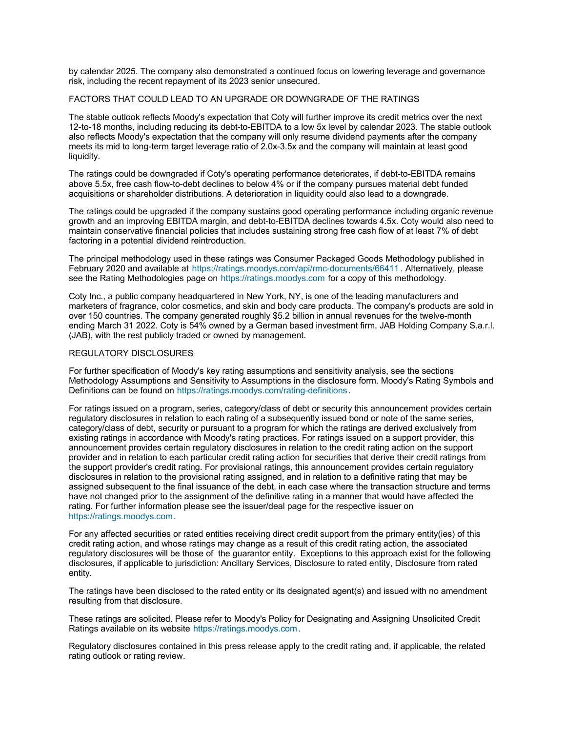by calendar 2025. The company also demonstrated a continued focus on lowering leverage and governance risk, including the recent repayment of its 2023 senior unsecured.

FACTORS THAT COULD LEAD TO AN UPGRADE OR DOWNGRADE OF THE RATINGS

The stable outlook reflects Moody's expectation that Coty will further improve its credit metrics over the next 12-to-18 months, including reducing its debt-to-EBITDA to a low 5x level by calendar 2023. The stable outlook also reflects Moody's expectation that the company will only resume dividend payments after the company meets its mid to long-term target leverage ratio of 2.0x-3.5x and the company will maintain at least good liquidity.

The ratings could be downgraded if Coty's operating performance deteriorates, if debt-to-EBITDA remains above 5.5x, free cash flow-to-debt declines to below 4% or if the company pursues material debt funded acquisitions or shareholder distributions. A deterioration in liquidity could also lead to a downgrade.

The ratings could be upgraded if the company sustains good operating performance including organic revenue growth and an improving EBITDA margin, and debt-to-EBITDA declines towards 4.5x. Coty would also need to maintain conservative financial policies that includes sustaining strong free cash flow of at least 7% of debt factoring in a potential dividend reintroduction.

The principal methodology used in these ratings was Consumer Packaged Goods Methodology published in February 2020 and available at https://ratings.moodys.com/api/rmc-documents/66411 . Alternatively, please see the Rating Methodologies page on https://ratings.moodys.com for a copy of this methodology.

Coty Inc., a public company headquartered in New York, NY, is one of the leading manufacturers and marketers of fragrance, color cosmetics, and skin and body care products. The company's products are sold in over 150 countries. The company generated roughly $5.2 billion in annual revenues for the twelve-month ending March 31 2022. Coty is 54% owned by a German based investment firm, JAB Holding Company S.a.r.l. (JAB), with the rest publicly traded or owned by management.

REGULATORY DISCLOSURES

For further specification of Moody's key rating assumptions and sensitivity analysis, see the sections Methodology Assumptions and Sensitivity to Assumptions in the disclosure form. Moody's Rating Symbols and Definitions can be found on https://ratings.moodys.com/rating-definitions.

For ratings issued on a program, series, category/class of debt or security this announcement provides certain regulatory disclosures in relation to each rating of a subsequently issued bond or note of the same series, category/class of debt, security or pursuant to a program for which the ratings are derived exclusively from existing ratings in accordance with Moody's rating practices. For ratings issued on a support provider, this announcement provides certain regulatory disclosures in relation to the credit rating action on the support provider and in relation to each particular credit rating action for securities that derive their credit ratings from the support provider's credit rating. For provisional ratings, this announcement provides certain regulatory disclosures in relation to the provisional rating assigned, and in relation to a definitive rating that may be assigned subsequent to the final issuance of the debt, in each case where the transaction structure and terms have not changed prior to the assignment of the definitive rating in a manner that would have affected the rating. For further information please see the issuer/deal page for the respective issuer on https://ratings.moodys.com.

For any affected securities or rated entities receiving direct credit support from the primary entity(ies) of this credit rating action, and whose ratings may change as a result of this credit rating action, the associated regulatory disclosures will be those of the guarantor entity. Exceptions to this approach exist for the following disclosures, if applicable to jurisdiction: Ancillary Services, Disclosure to rated entity, Disclosure from rated entity.

The ratings have been disclosed to the rated entity or its designated agent(s) and issued with no amendment resulting from that disclosure.

These ratings are solicited. Please refer to Moody's Policy for Designating and Assigning Unsolicited Credit Ratings available on its website https://ratings.moodys.com.

Regulatory disclosures contained in this press release apply to the credit rating and, if applicable, the related rating outlook or rating review.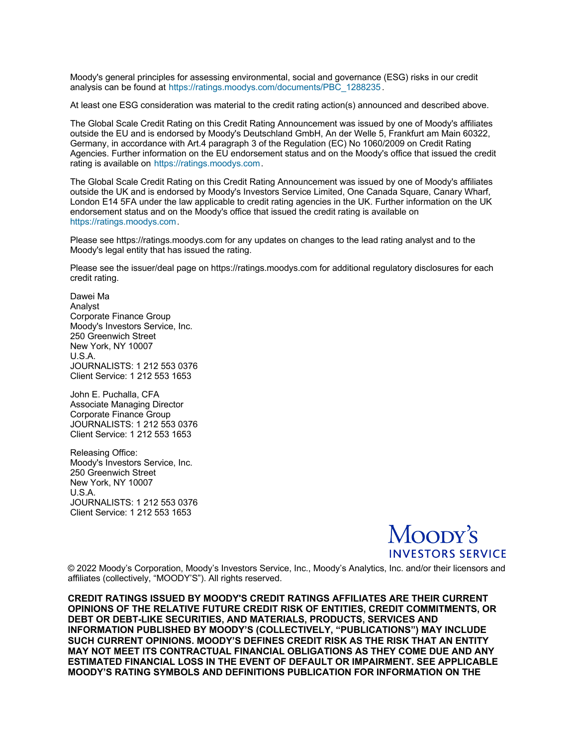Moody's general principles for assessing environmental, social and governance (ESG) risks in our credit analysis can be found at https://ratings.moodys.com/documents/PBC_1288235.

At least one ESG consideration was material to the credit rating action(s) announced and described above.

The Global Scale Credit Rating on this Credit Rating Announcement was issued by one of Moody's affiliates outside the EU and is endorsed by Moody's Deutschland GmbH, An der Welle 5, Frankfurt am Main 60322, Germany, in accordance with Art.4 paragraph 3 of the Regulation (EC) No 1060/2009 on Credit Rating Agencies. Further information on the EU endorsement status and on the Moody's office that issued the credit rating is available on https://ratings.moodys.com.

The Global Scale Credit Rating on this Credit Rating Announcement was issued by one of Moody's affiliates outside the UK and is endorsed by Moody's Investors Service Limited, One Canada Square, Canary Wharf, London E14 5FA under the law applicable to credit rating agencies in the UK. Further information on the UK endorsement status and on the Moody's office that issued the credit rating is available on https://ratings.moodys.com.

Please see https://ratings.moodys.com for any updates on changes to the lead rating analyst and to the Moody's legal entity that has issued the rating.

Please see the issuer/deal page on https://ratings.moodys.com for additional regulatory disclosures for each credit rating.

Dawei Ma  
Analyst  
Corporate Finance Group  
Moody's Investors Service, Inc.  
250 Greenwich Street  
New York, NY 10007  
U.S.A.  
JOURNALISTS: 1 212 553 0376  
Client Service: 1 212 553 1653

John E. Puchalla, CFA  
Associate Managing Director  
Corporate Finance Group  
JOURNALISTS: 1 212 553 0376  
Client Service: 1 212 553 1653

Releasing Office:  
Moody's Investors Service, Inc.  
250 Greenwich Street  
New York, NY 10007  
U.S.A.  
JOURNALISTS: 1 212 553 0376  
Client Service: 1 212 553 1653

MOODY'S INVESTORS SERVICE

© 2022 Moody's Corporation, Moody's Investors Service, Inc., Moody's Analytics, Inc. and/or their licensors and affiliates (collectively, "MOODY'S"). All rights reserved.

**CREDIT RATINGS ISSUED BY MOODY'S CREDIT RATINGS AFFILIATES ARE THEIR CURRENT OPINIONS OF THE RELATIVE FUTURE CREDIT RISK OF ENTITIES, CREDIT COMMITMENTS, OR DEBT OR DEBT-LIKE SECURITIES, AND MATERIALS, PRODUCTS, SERVICES AND INFORMATION PUBLISHED BY MOODY'S (COLLECTIVELY, "PUBLICATIONS") MAY INCLUDE SUCH CURRENT OPINIONS. MOODY'S DEFINES CREDIT RISK AS THE RISK THAT AN ENTITY MAY NOT MEET ITS CONTRACTUAL FINANCIAL OBLIGATIONS AS THEY COME DUE AND ANY ESTIMATED FINANCIAL LOSS IN THE EVENT OF DEFAULT OR IMPAIRMENT. SEE APPLICABLE MOODY'S RATING SYMBOLS AND DEFINITIONS PUBLICATION FOR INFORMATION ON THE**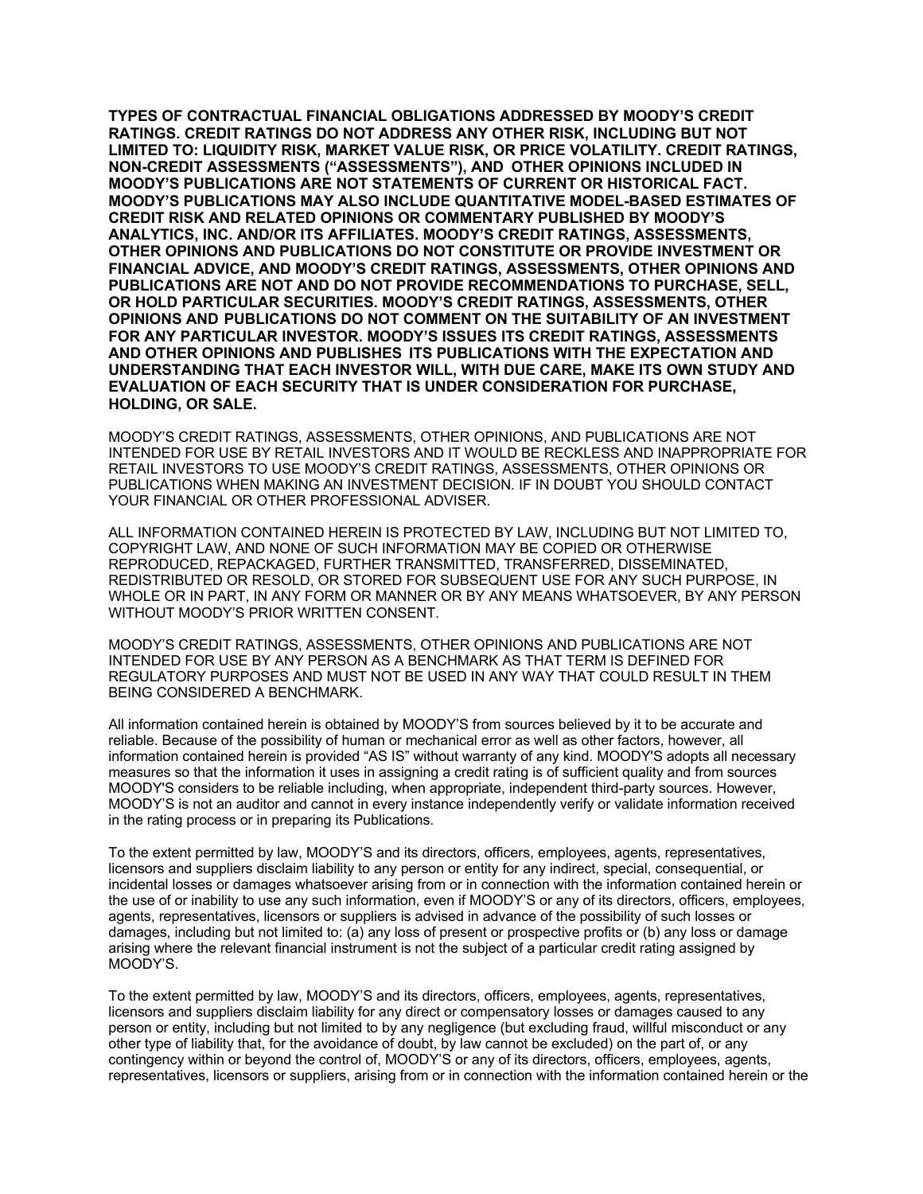**TYPES OF CONTRACTUAL FINANCIAL OBLIGATIONS ADDRESSED BY MOODY'S CREDIT RATINGS. CREDIT RATINGS DO NOT ADDRESS ANY OTHER RISK, INCLUDING BUT NOT LIMITED TO: LIQUIDITY RISK, MARKET VALUE RISK, OR PRICE VOLATILITY. CREDIT RATINGS, NON-CREDIT ASSESSMENTS ("ASSESSMENTS"), AND OTHER OPINIONS INCLUDED IN MOODY'S PUBLICATIONS ARE NOT STATEMENTS OF CURRENT OR HISTORICAL FACT. MOODY'S PUBLICATIONS MAY ALSO INCLUDE QUANTITATIVE MODEL-BASED ESTIMATES OF CREDIT RISK AND RELATED OPINIONS OR COMMENTARY PUBLISHED BY MOODY'S ANALYTICS, INC. AND/OR ITS AFFILIATES. MOODY'S CREDIT RATINGS, ASSESSMENTS, OTHER OPINIONS AND PUBLICATIONS DO NOT CONSTITUTE OR PROVIDE INVESTMENT OR FINANCIAL ADVICE, AND MOODY'S CREDIT RATINGS, ASSESSMENTS, OTHER OPINIONS AND PUBLICATIONS ARE NOT AND DO NOT PROVIDE RECOMMENDATIONS TO PURCHASE, SELL, OR HOLD PARTICULAR SECURITIES. MOODY'S CREDIT RATINGS, ASSESSMENTS, OTHER OPINIONS AND PUBLICATIONS DO NOT COMMENT ON THE SUITABILITY OF AN INVESTMENT FOR ANY PARTICULAR INVESTOR. MOODY'S ISSUES ITS CREDIT RATINGS, ASSESSMENTS AND OTHER OPINIONS AND PUBLISHES ITS PUBLICATIONS WITH THE EXPECTATION AND UNDERSTANDING THAT EACH INVESTOR WILL, WITH DUE CARE, MAKE ITS OWN STUDY AND EVALUATION OF EACH SECURITY THAT IS UNDER CONSIDERATION FOR PURCHASE, HOLDING, OR SALE.**

MOODY'S CREDIT RATINGS, ASSESSMENTS, OTHER OPINIONS, AND PUBLICATIONS ARE NOT INTENDED FOR USE BY RETAIL INVESTORS AND IT WOULD BE RECKLESS AND INAPPROPRIATE FOR RETAIL INVESTORS TO USE MOODY'S CREDIT RATINGS, ASSESSMENTS, OTHER OPINIONS OR PUBLICATIONS WHEN MAKING AN INVESTMENT DECISION. IF IN DOUBT YOU SHOULD CONTACT YOUR FINANCIAL OR OTHER PROFESSIONAL ADVISER.

ALL INFORMATION CONTAINED HEREIN IS PROTECTED BY LAW, INCLUDING BUT NOT LIMITED TO, COPYRIGHT LAW, AND NONE OF SUCH INFORMATION MAY BE COPIED OR OTHERWISE REPRODUCED, REPACKAGED, FURTHER TRANSMITTED, TRANSFERRED, DISSEMINATED, REDISTRIBUTED OR RESOLD, OR STORED FOR SUBSEQUENT USE FOR ANY SUCH PURPOSE, IN WHOLE OR IN PART, IN ANY FORM OR MANNER OR BY ANY MEANS WHATSOEVER, BY ANY PERSON WITHOUT MOODY'S PRIOR WRITTEN CONSENT.

MOODY'S CREDIT RATINGS, ASSESSMENTS, OTHER OPINIONS AND PUBLICATIONS ARE NOT INTENDED FOR USE BY ANY PERSON AS A BENCHMARK AS THAT TERM IS DEFINED FOR REGULATORY PURPOSES AND MUST NOT BE USED IN ANY WAY THAT COULD RESULT IN THEM BEING CONSIDERED A BENCHMARK.

All information contained herein is obtained by MOODY'S from sources believed by it to be accurate and reliable. Because of the possibility of human or mechanical error as well as other factors, however, all information contained herein is provided "AS IS" without warranty of any kind. MOODY'S adopts all necessary measures so that the information it uses in assigning a credit rating is of sufficient quality and from sources MOODY'S considers to be reliable including, when appropriate, independent third-party sources. However, MOODY'S is not an auditor and cannot in every instance independently verify or validate information received in the rating process or in preparing its Publications.

To the extent permitted by law, MOODY'S and its directors, officers, employees, agents, representatives, licensors and suppliers disclaim liability to any person or entity for any indirect, special, consequential, or incidental losses or damages whatsoever arising from or in connection with the information contained herein or the use of or inability to use any such information, even if MOODY'S or any of its directors, officers, employees, agents, representatives, licensors or suppliers is advised in advance of the possibility of such losses or damages, including but not limited to: (a) any loss of present or prospective profits or (b) any loss or damage arising where the relevant financial instrument is not the subject of a particular credit rating assigned by MOODY'S.

To the extent permitted by law, MOODY'S and its directors, officers, employees, agents, representatives, licensors and suppliers disclaim liability for any direct or compensatory losses or damages caused to any person or entity, including but not limited to by any negligence (but excluding fraud, willful misconduct or any other type of liability that, for the avoidance of doubt, by law cannot be excluded) on the part of, or any contingency within or beyond the control of, MOODY'S or any of its directors, officers, employees, agents, representatives, licensors or suppliers, arising from or in connection with the information contained herein or the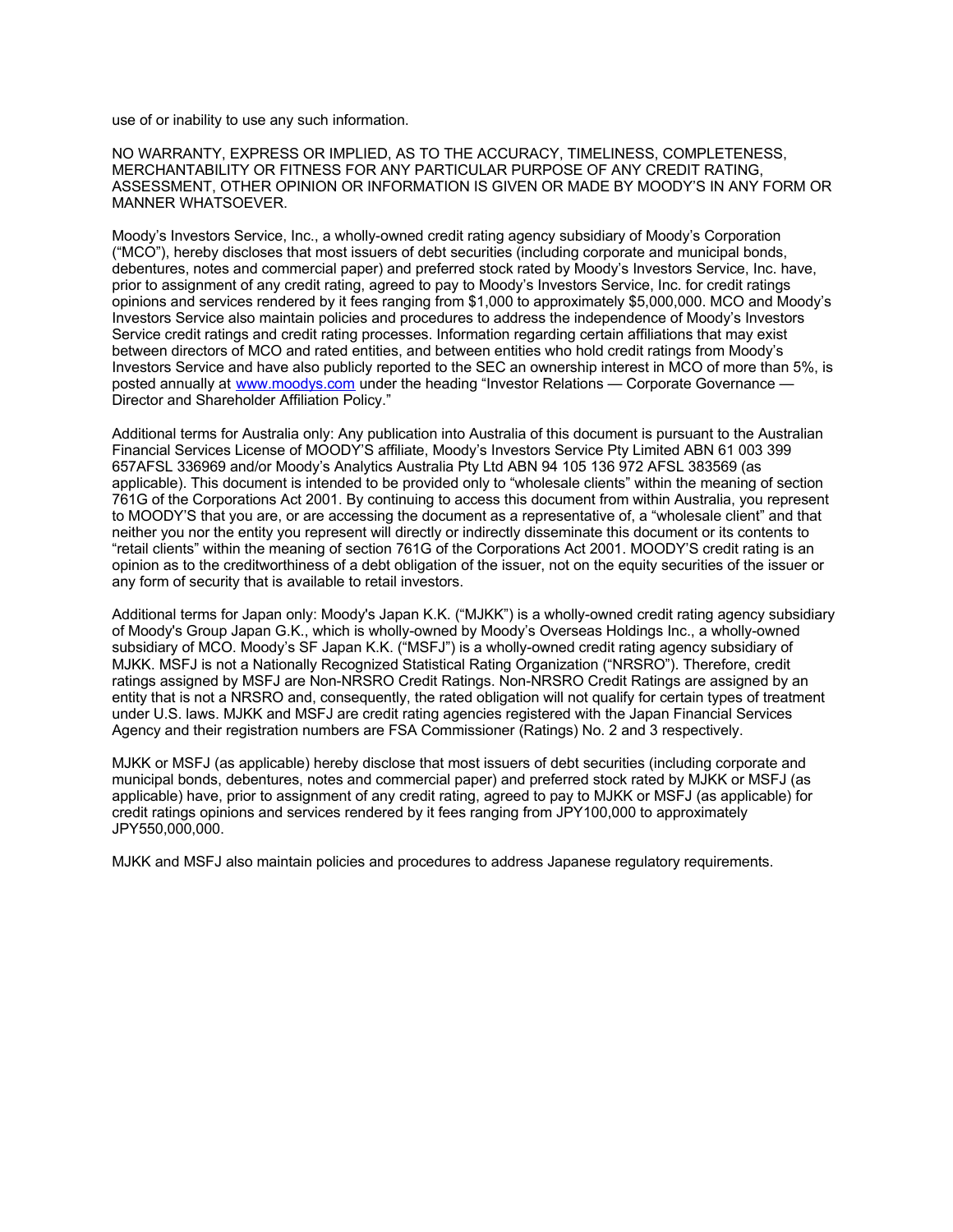use of or inability to use any such information.

NO WARRANTY, EXPRESS OR IMPLIED, AS TO THE ACCURACY, TIMELINESS, COMPLETENESS, MERCHANTABILITY OR FITNESS FOR ANY PARTICULAR PURPOSE OF ANY CREDIT RATING, ASSESSMENT, OTHER OPINION OR INFORMATION IS GIVEN OR MADE BY MOODY'S IN ANY FORM OR MANNER WHATSOEVER.

Moody's Investors Service, Inc., a wholly-owned credit rating agency subsidiary of Moody's Corporation ("MCO"), hereby discloses that most issuers of debt securities (including corporate and municipal bonds, debentures, notes and commercial paper) and preferred stock rated by Moody's Investors Service, Inc. have, prior to assignment of any credit rating, agreed to pay to Moody's Investors Service, Inc. for credit ratings opinions and services rendered by it fees ranging from $1,000 to approximately $5,000,000. MCO and Moody's Investors Service also maintain policies and procedures to address the independence of Moody's Investors Service credit ratings and credit rating processes. Information regarding certain affiliations that may exist between directors of MCO and rated entities, and between entities who hold credit ratings from Moody's Investors Service and have also publicly reported to the SEC an ownership interest in MCO of more than 5%, is posted annually at [www.moodys.com](http://www.moodys.com) under the heading "Investor Relations — Corporate Governance — Director and Shareholder Affiliation Policy."

Additional terms for Australia only: Any publication into Australia of this document is pursuant to the Australian Financial Services License of MOODY'S affiliate, Moody's Investors Service Pty Limited ABN 61 003 399 657AFSL 336969 and/or Moody's Analytics Australia Pty Ltd ABN 94 105 136 972 AFSL 383569 (as applicable). This document is intended to be provided only to "wholesale clients" within the meaning of section 761G of the Corporations Act 2001. By continuing to access this document from within Australia, you represent to MOODY'S that you are, or are accessing the document as a representative of, a "wholesale client" and that neither you nor the entity you represent will directly or indirectly disseminate this document or its contents to "retail clients" within the meaning of section 761G of the Corporations Act 2001. MOODY'S credit rating is an opinion as to the creditworthiness of a debt obligation of the issuer, not on the equity securities of the issuer or any form of security that is available to retail investors.

Additional terms for Japan only: Moody's Japan K.K. ("MJKK") is a wholly-owned credit rating agency subsidiary of Moody's Group Japan G.K., which is wholly-owned by Moody's Overseas Holdings Inc., a wholly-owned subsidiary of MCO. Moody's SF Japan K.K. ("MSFJ") is a wholly-owned credit rating agency subsidiary of MJKK. MSFJ is not a Nationally Recognized Statistical Rating Organization ("NRSRO"). Therefore, credit ratings assigned by MSFJ are Non-NRSRO Credit Ratings. Non-NRSRO Credit Ratings are assigned by an entity that is not a NRSRO and, consequently, the rated obligation will not qualify for certain types of treatment under U.S. laws. MJKK and MSFJ are credit rating agencies registered with the Japan Financial Services Agency and their registration numbers are FSA Commissioner (Ratings) No. 2 and 3 respectively.

MJKK or MSFJ (as applicable) hereby disclose that most issuers of debt securities (including corporate and municipal bonds, debentures, notes and commercial paper) and preferred stock rated by MJKK or MSFJ (as applicable) have, prior to assignment of any credit rating, agreed to pay to MJKK or MSFJ (as applicable) for credit ratings opinions and services rendered by it fees ranging from JPY100,000 to approximately JPY550,000,000.

MJKK and MSFJ also maintain policies and procedures to address Japanese regulatory requirements.